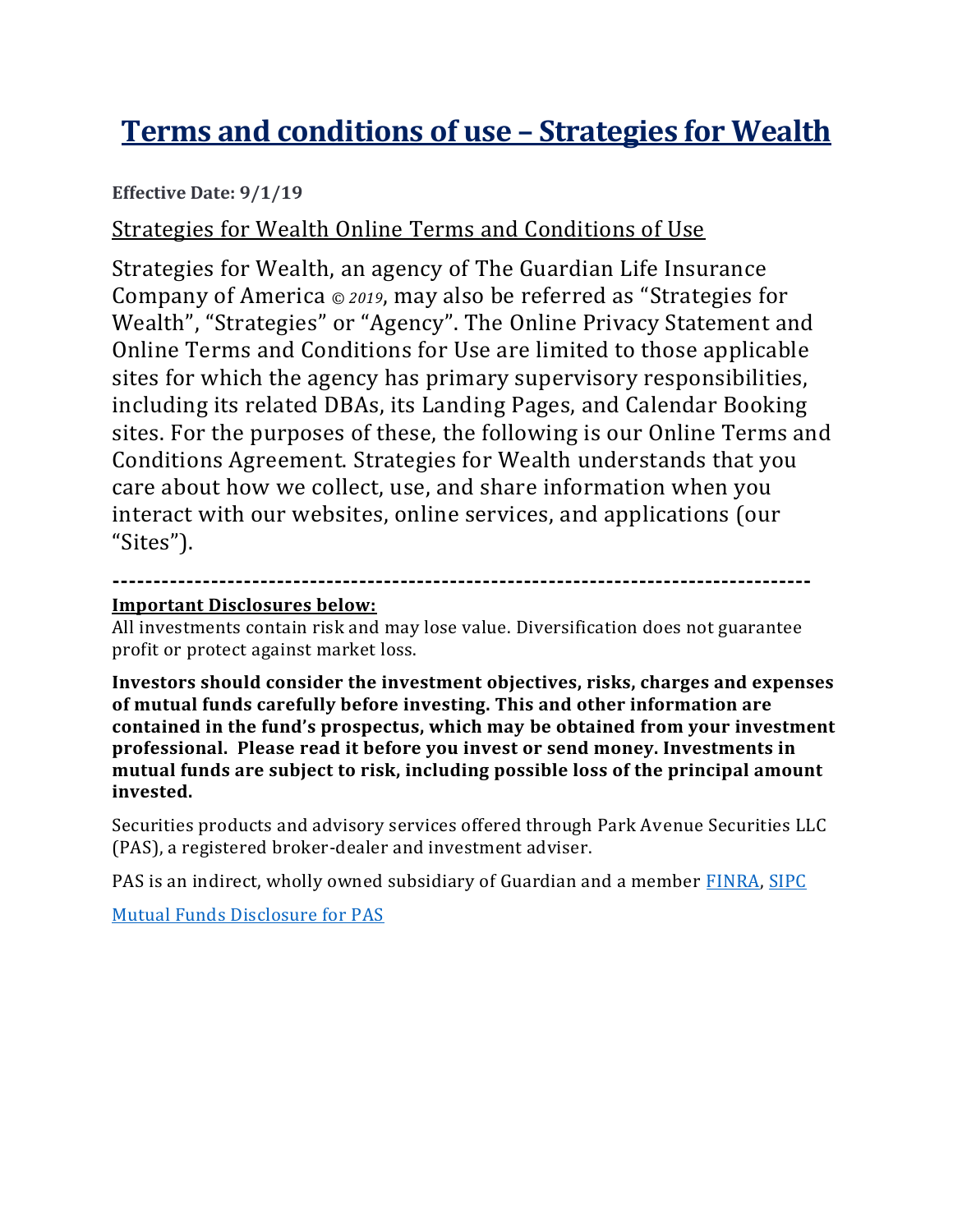# Terms and conditions of use – Strategies for Wealth

**Effective Date: 9/1/19**

## Strategies for Wealth Online Terms and Conditions of Use

Strategies for Wealth, an agency of The Guardian Life Insurance Company of America *© 2019*, may also be referred as "Strategies for Wealth", "Strategies" or "Agency". The Online Privacy Statement and Online Terms and Conditions for Use are limited to those applicable sites for which the agency has primary supervisory responsibilities, including its related DBAs, its Landing Pages, and Calendar Booking sites. For the purposes of these, the following is our Online Terms and Conditions Agreement. Strategies for Wealth understands that you care about how we collect, use, and share information when you interact with our websites, online services, and applications (our "Sites").

---

**Important Disclosures below:**

All investments contain risk and may lose value. Diversification does not guarantee profit or protect against market loss.

**Investors should consider the investment objectives, risks, charges and expenses of mutual funds carefully before investing. This and other information are contained in the fund's prospectus, which may be obtained from your investment professional. Please read it before you invest or send money. Investments in mutual funds are subject to risk, including possible loss of the principal amount invested.**

Securities products and advisory services offered through Park Avenue Securities LLC (PAS), a registered broker-dealer and investment adviser.

PAS is an indirect, wholly owned subsidiary of Guardian and a member FINRA, SIPC

Mutual Funds Disclosure for PAS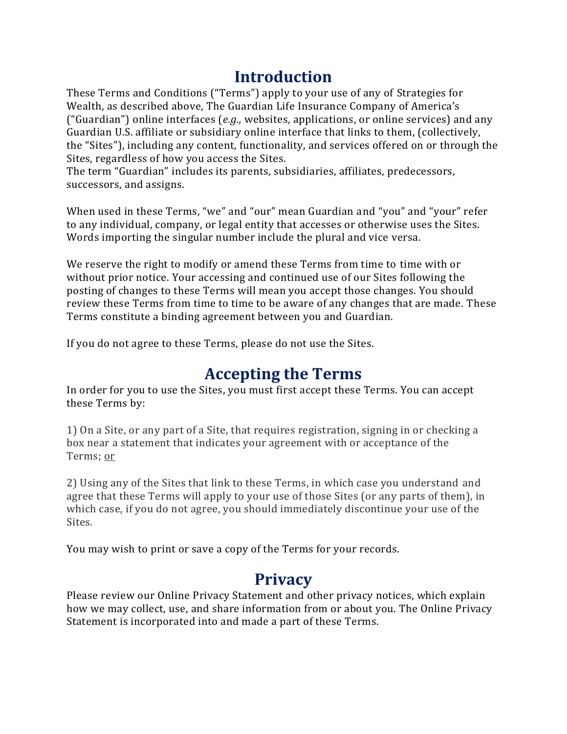## Introduction

These Terms and Conditions ("Terms") apply to your use of any of Strategies for Wealth, as described above, The Guardian Life Insurance Company of America's ("Guardian") online interfaces (*e.g.,* websites, applications, or online services) and any Guardian U.S. affiliate or subsidiary online interface that links to them, (collectively, the "Sites"), including any content, functionality, and services offered on or through the Sites, regardless of how you access the Sites.
The term "Guardian" includes its parents, subsidiaries, affiliates, predecessors, successors, and assigns.

When used in these Terms, "we" and "our" mean Guardian and "you" and "your" refer to any individual, company, or legal entity that accesses or otherwise uses the Sites. Words importing the singular number include the plural and vice versa.

We reserve the right to modify or amend these Terms from time to time with or without prior notice. Your accessing and continued use of our Sites following the posting of changes to these Terms will mean you accept those changes. You should review these Terms from time to time to be aware of any changes that are made. These Terms constitute a binding agreement between you and Guardian.

If you do not agree to these Terms, please do not use the Sites.

## Accepting the Terms

In order for you to use the Sites, you must first accept these Terms. You can accept these Terms by:

1) On a Site, or any part of a Site, that requires registration, signing in or checking a box near a statement that indicates your agreement with or acceptance of the Terms; <u>or</u>

2) Using any of the Sites that link to these Terms, in which case you understand and agree that these Terms will apply to your use of those Sites (or any parts of them), in which case, if you do not agree, you should immediately discontinue your use of the Sites.

You may wish to print or save a copy of the Terms for your records.

## Privacy

Please review our Online Privacy Statement and other privacy notices, which explain how we may collect, use, and share information from or about you. The Online Privacy Statement is incorporated into and made a part of these Terms.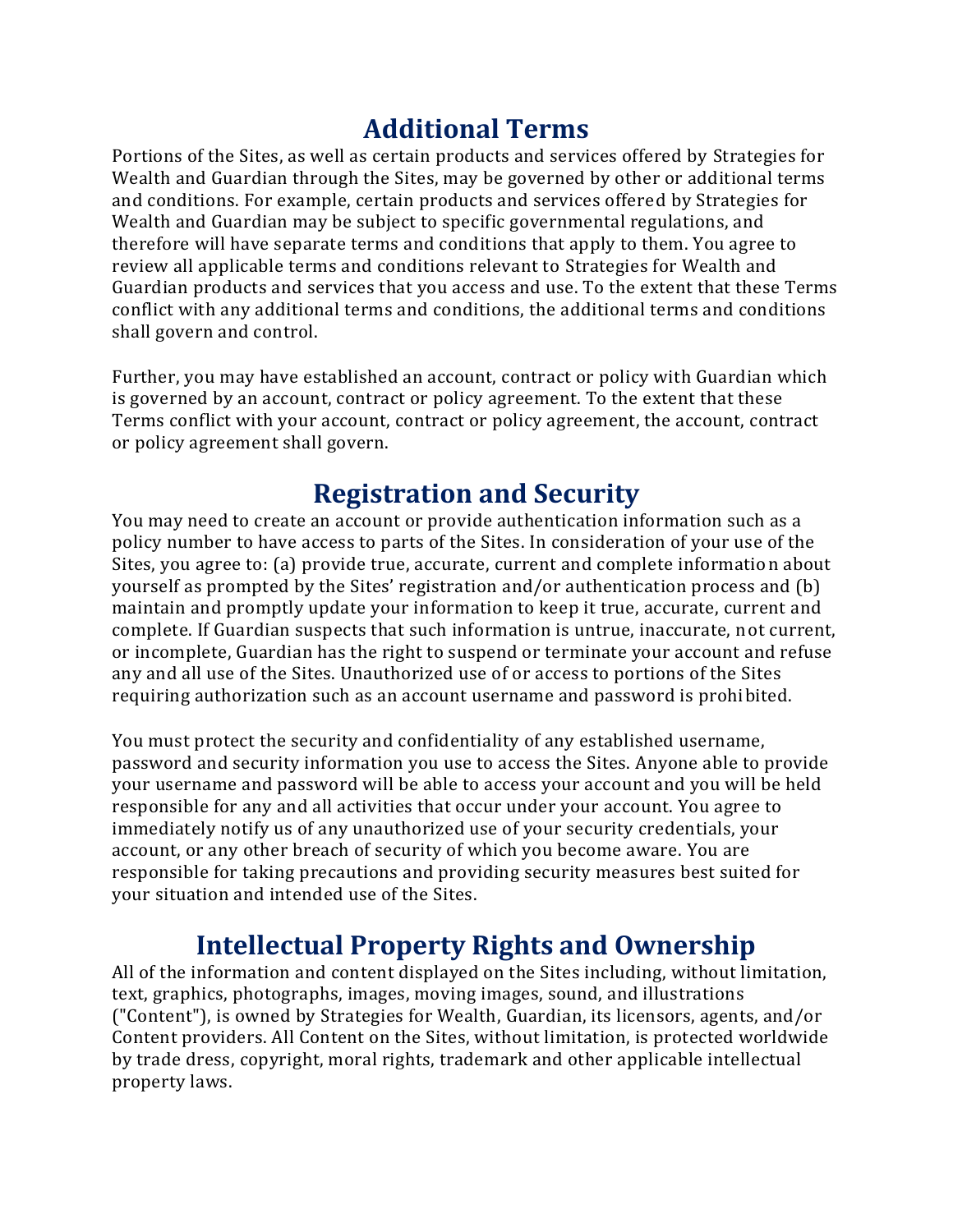## Additional Terms

Portions of the Sites, as well as certain products and services offered by Strategies for Wealth and Guardian through the Sites, may be governed by other or additional terms and conditions. For example, certain products and services offered by Strategies for Wealth and Guardian may be subject to specific governmental regulations, and therefore will have separate terms and conditions that apply to them. You agree to review all applicable terms and conditions relevant to Strategies for Wealth and Guardian products and services that you access and use. To the extent that these Terms conflict with any additional terms and conditions, the additional terms and conditions shall govern and control.

Further, you may have established an account, contract or policy with Guardian which is governed by an account, contract or policy agreement. To the extent that these Terms conflict with your account, contract or policy agreement, the account, contract or policy agreement shall govern.

## Registration and Security

You may need to create an account or provide authentication information such as a policy number to have access to parts of the Sites. In consideration of your use of the Sites, you agree to: (a) provide true, accurate, current and complete information about yourself as prompted by the Sites' registration and/or authentication process and (b) maintain and promptly update your information to keep it true, accurate, current and complete. If Guardian suspects that such information is untrue, inaccurate, not current, or incomplete, Guardian has the right to suspend or terminate your account and refuse any and all use of the Sites. Unauthorized use of or access to portions of the Sites requiring authorization such as an account username and password is prohibited.

You must protect the security and confidentiality of any established username, password and security information you use to access the Sites. Anyone able to provide your username and password will be able to access your account and you will be held responsible for any and all activities that occur under your account. You agree to immediately notify us of any unauthorized use of your security credentials, your account, or any other breach of security of which you become aware. You are responsible for taking precautions and providing security measures best suited for your situation and intended use of the Sites.

## Intellectual Property Rights and Ownership

All of the information and content displayed on the Sites including, without limitation, text, graphics, photographs, images, moving images, sound, and illustrations ("Content"), is owned by Strategies for Wealth, Guardian, its licensors, agents, and/or Content providers. All Content on the Sites, without limitation, is protected worldwide by trade dress, copyright, moral rights, trademark and other applicable intellectual property laws.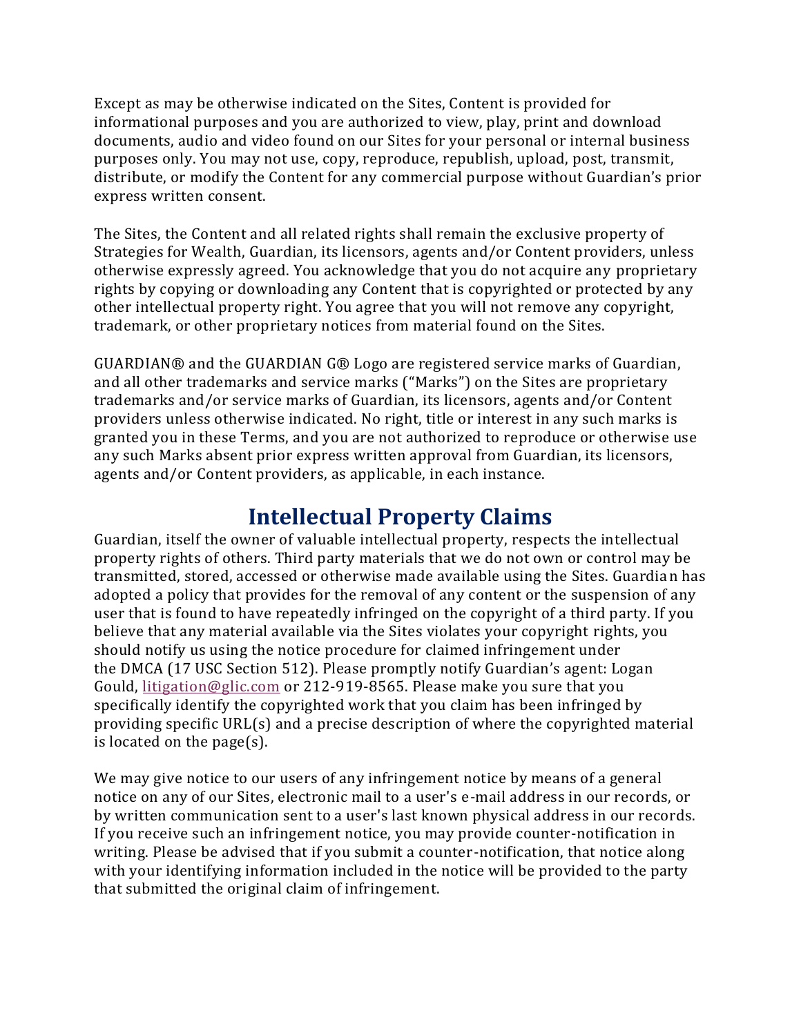Except as may be otherwise indicated on the Sites, Content is provided for informational purposes and you are authorized to view, play, print and download documents, audio and video found on our Sites for your personal or internal business purposes only. You may not use, copy, reproduce, republish, upload, post, transmit, distribute, or modify the Content for any commercial purpose without Guardian's prior express written consent.

The Sites, the Content and all related rights shall remain the exclusive property of Strategies for Wealth, Guardian, its licensors, agents and/or Content providers, unless otherwise expressly agreed. You acknowledge that you do not acquire any proprietary rights by copying or downloading any Content that is copyrighted or protected by any other intellectual property right. You agree that you will not remove any copyright, trademark, or other proprietary notices from material found on the Sites.

GUARDIAN® and the GUARDIAN G® Logo are registered service marks of Guardian, and all other trademarks and service marks ("Marks") on the Sites are proprietary trademarks and/or service marks of Guardian, its licensors, agents and/or Content providers unless otherwise indicated. No right, title or interest in any such marks is granted you in these Terms, and you are not authorized to reproduce or otherwise use any such Marks absent prior express written approval from Guardian, its licensors, agents and/or Content providers, as applicable, in each instance.

## Intellectual Property Claims

Guardian, itself the owner of valuable intellectual property, respects the intellectual property rights of others. Third party materials that we do not own or control may be transmitted, stored, accessed or otherwise made available using the Sites. Guardian has adopted a policy that provides for the removal of any content or the suspension of any user that is found to have repeatedly infringed on the copyright of a third party. If you believe that any material available via the Sites violates your copyright rights, you should notify us using the notice procedure for claimed infringement under the DMCA (17 USC Section 512). Please promptly notify Guardian's agent: Logan Gould, litigation@glic.com or 212-919-8565. Please make you sure that you specifically identify the copyrighted work that you claim has been infringed by providing specific URL(s) and a precise description of where the copyrighted material is located on the page(s).

We may give notice to our users of any infringement notice by means of a general notice on any of our Sites, electronic mail to a user's e-mail address in our records, or by written communication sent to a user's last known physical address in our records. If you receive such an infringement notice, you may provide counter-notification in writing. Please be advised that if you submit a counter-notification, that notice along with your identifying information included in the notice will be provided to the party that submitted the original claim of infringement.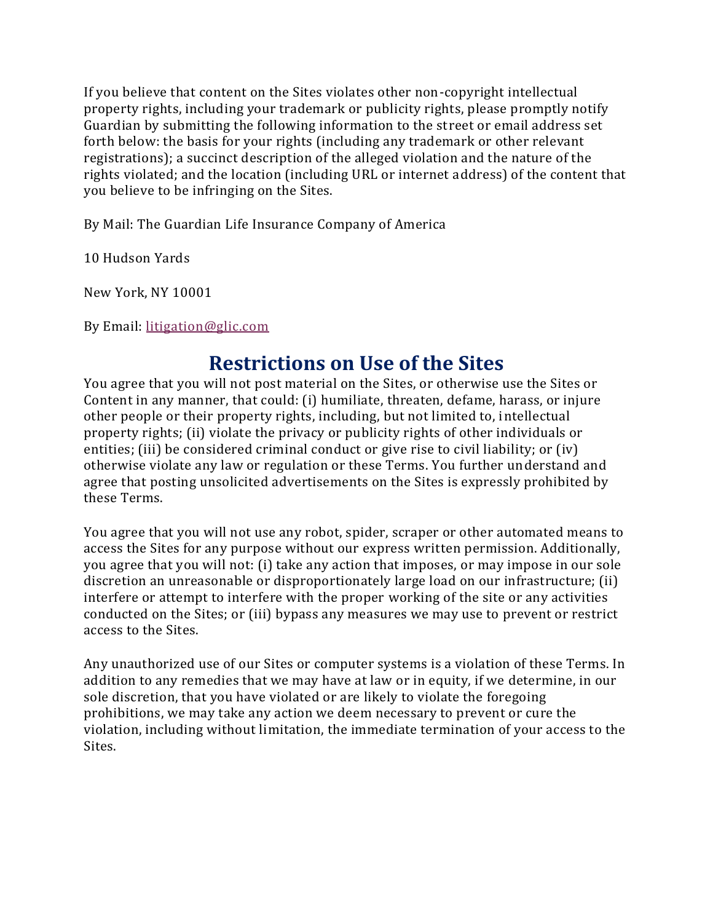If you believe that content on the Sites violates other non-copyright intellectual property rights, including your trademark or publicity rights, please promptly notify Guardian by submitting the following information to the street or email address set forth below: the basis for your rights (including any trademark or other relevant registrations); a succinct description of the alleged violation and the nature of the rights violated; and the location (including URL or internet address) of the content that you believe to be infringing on the Sites.

By Mail: The Guardian Life Insurance Company of America

10 Hudson Yards

New York, NY 10001

By Email: litigation@glic.com

## Restrictions on Use of the Sites

You agree that you will not post material on the Sites, or otherwise use the Sites or Content in any manner, that could: (i) humiliate, threaten, defame, harass, or injure other people or their property rights, including, but not limited to, intellectual property rights; (ii) violate the privacy or publicity rights of other individuals or entities; (iii) be considered criminal conduct or give rise to civil liability; or (iv) otherwise violate any law or regulation or these Terms. You further understand and agree that posting unsolicited advertisements on the Sites is expressly prohibited by these Terms.

You agree that you will not use any robot, spider, scraper or other automated means to access the Sites for any purpose without our express written permission. Additionally, you agree that you will not: (i) take any action that imposes, or may impose in our sole discretion an unreasonable or disproportionately large load on our infrastructure; (ii) interfere or attempt to interfere with the proper working of the site or any activities conducted on the Sites; or (iii) bypass any measures we may use to prevent or restrict access to the Sites.

Any unauthorized use of our Sites or computer systems is a violation of these Terms. In addition to any remedies that we may have at law or in equity, if we determine, in our sole discretion, that you have violated or are likely to violate the foregoing prohibitions, we may take any action we deem necessary to prevent or cure the violation, including without limitation, the immediate termination of your access to the Sites.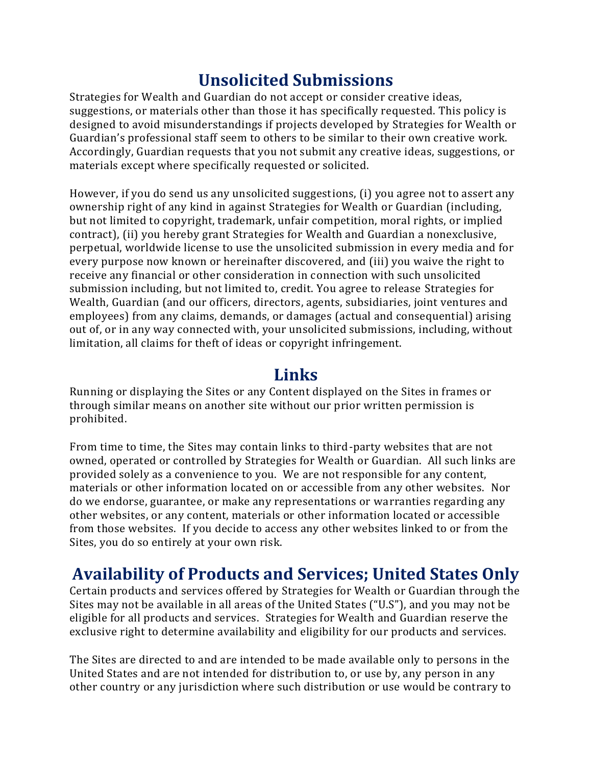## Unsolicited Submissions

Strategies for Wealth and Guardian do not accept or consider creative ideas, suggestions, or materials other than those it has specifically requested. This policy is designed to avoid misunderstandings if projects developed by Strategies for Wealth or Guardian's professional staff seem to others to be similar to their own creative work. Accordingly, Guardian requests that you not submit any creative ideas, suggestions, or materials except where specifically requested or solicited.

However, if you do send us any unsolicited suggestions, (i) you agree not to assert any ownership right of any kind in against Strategies for Wealth or Guardian (including, but not limited to copyright, trademark, unfair competition, moral rights, or implied contract), (ii) you hereby grant Strategies for Wealth and Guardian a nonexclusive, perpetual, worldwide license to use the unsolicited submission in every media and for every purpose now known or hereinafter discovered, and (iii) you waive the right to receive any financial or other consideration in connection with such unsolicited submission including, but not limited to, credit. You agree to release Strategies for Wealth, Guardian (and our officers, directors, agents, subsidiaries, joint ventures and employees) from any claims, demands, or damages (actual and consequential) arising out of, or in any way connected with, your unsolicited submissions, including, without limitation, all claims for theft of ideas or copyright infringement.

## Links

Running or displaying the Sites or any Content displayed on the Sites in frames or through similar means on another site without our prior written permission is prohibited.

From time to time, the Sites may contain links to third-party websites that are not owned, operated or controlled by Strategies for Wealth or Guardian. All such links are provided solely as a convenience to you. We are not responsible for any content, materials or other information located on or accessible from any other websites. Nor do we endorse, guarantee, or make any representations or warranties regarding any other websites, or any content, materials or other information located or accessible from those websites. If you decide to access any other websites linked to or from the Sites, you do so entirely at your own risk.

## Availability of Products and Services; United States Only

Certain products and services offered by Strategies for Wealth or Guardian through the Sites may not be available in all areas of the United States ("U.S"), and you may not be eligible for all products and services. Strategies for Wealth and Guardian reserve the exclusive right to determine availability and eligibility for our products and services.

The Sites are directed to and are intended to be made available only to persons in the United States and are not intended for distribution to, or use by, any person in any other country or any jurisdiction where such distribution or use would be contrary to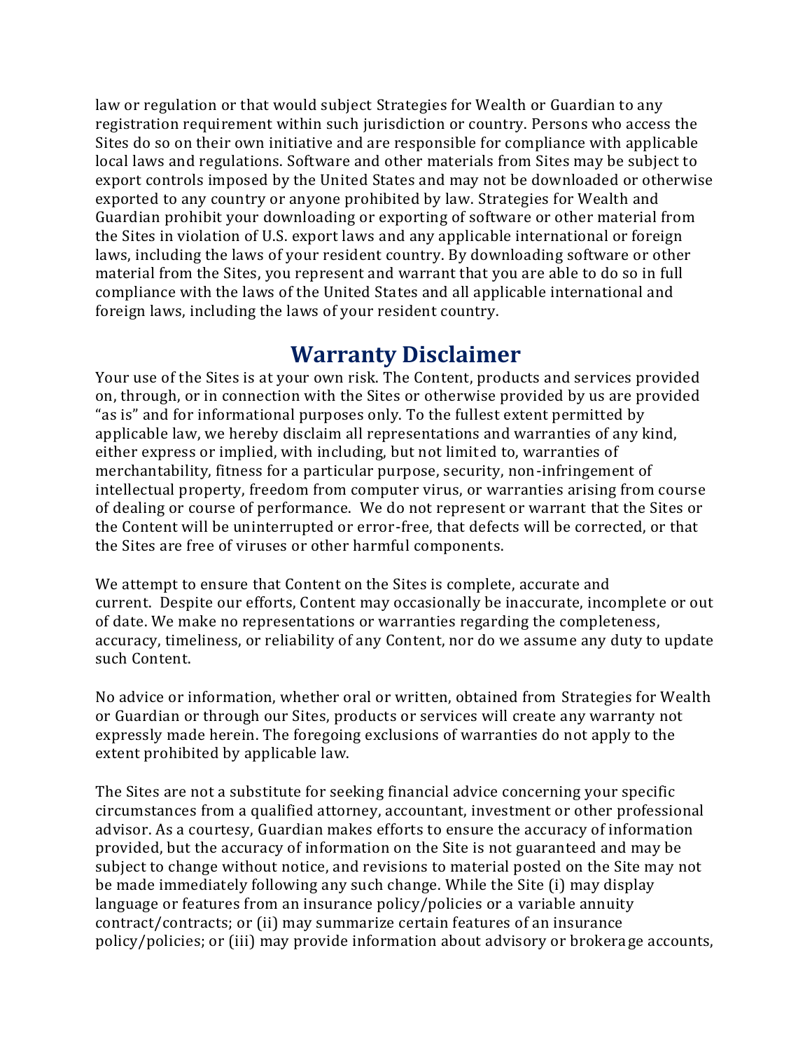law or regulation or that would subject Strategies for Wealth or Guardian to any registration requirement within such jurisdiction or country. Persons who access the Sites do so on their own initiative and are responsible for compliance with applicable local laws and regulations. Software and other materials from Sites may be subject to export controls imposed by the United States and may not be downloaded or otherwise exported to any country or anyone prohibited by law. Strategies for Wealth and Guardian prohibit your downloading or exporting of software or other material from the Sites in violation of U.S. export laws and any applicable international or foreign laws, including the laws of your resident country. By downloading software or other material from the Sites, you represent and warrant that you are able to do so in full compliance with the laws of the United States and all applicable international and foreign laws, including the laws of your resident country.

## Warranty Disclaimer

Your use of the Sites is at your own risk. The Content, products and services provided on, through, or in connection with the Sites or otherwise provided by us are provided "as is" and for informational purposes only. To the fullest extent permitted by applicable law, we hereby disclaim all representations and warranties of any kind, either express or implied, with including, but not limited to, warranties of merchantability, fitness for a particular purpose, security, non-infringement of intellectual property, freedom from computer virus, or warranties arising from course of dealing or course of performance. We do not represent or warrant that the Sites or the Content will be uninterrupted or error-free, that defects will be corrected, or that the Sites are free of viruses or other harmful components.

We attempt to ensure that Content on the Sites is complete, accurate and current. Despite our efforts, Content may occasionally be inaccurate, incomplete or out of date. We make no representations or warranties regarding the completeness, accuracy, timeliness, or reliability of any Content, nor do we assume any duty to update such Content.

No advice or information, whether oral or written, obtained from Strategies for Wealth or Guardian or through our Sites, products or services will create any warranty not expressly made herein. The foregoing exclusions of warranties do not apply to the extent prohibited by applicable law.

The Sites are not a substitute for seeking financial advice concerning your specific circumstances from a qualified attorney, accountant, investment or other professional advisor. As a courtesy, Guardian makes efforts to ensure the accuracy of information provided, but the accuracy of information on the Site is not guaranteed and may be subject to change without notice, and revisions to material posted on the Site may not be made immediately following any such change. While the Site (i) may display language or features from an insurance policy/policies or a variable annuity contract/contracts; or (ii) may summarize certain features of an insurance policy/policies; or (iii) may provide information about advisory or brokerage accounts,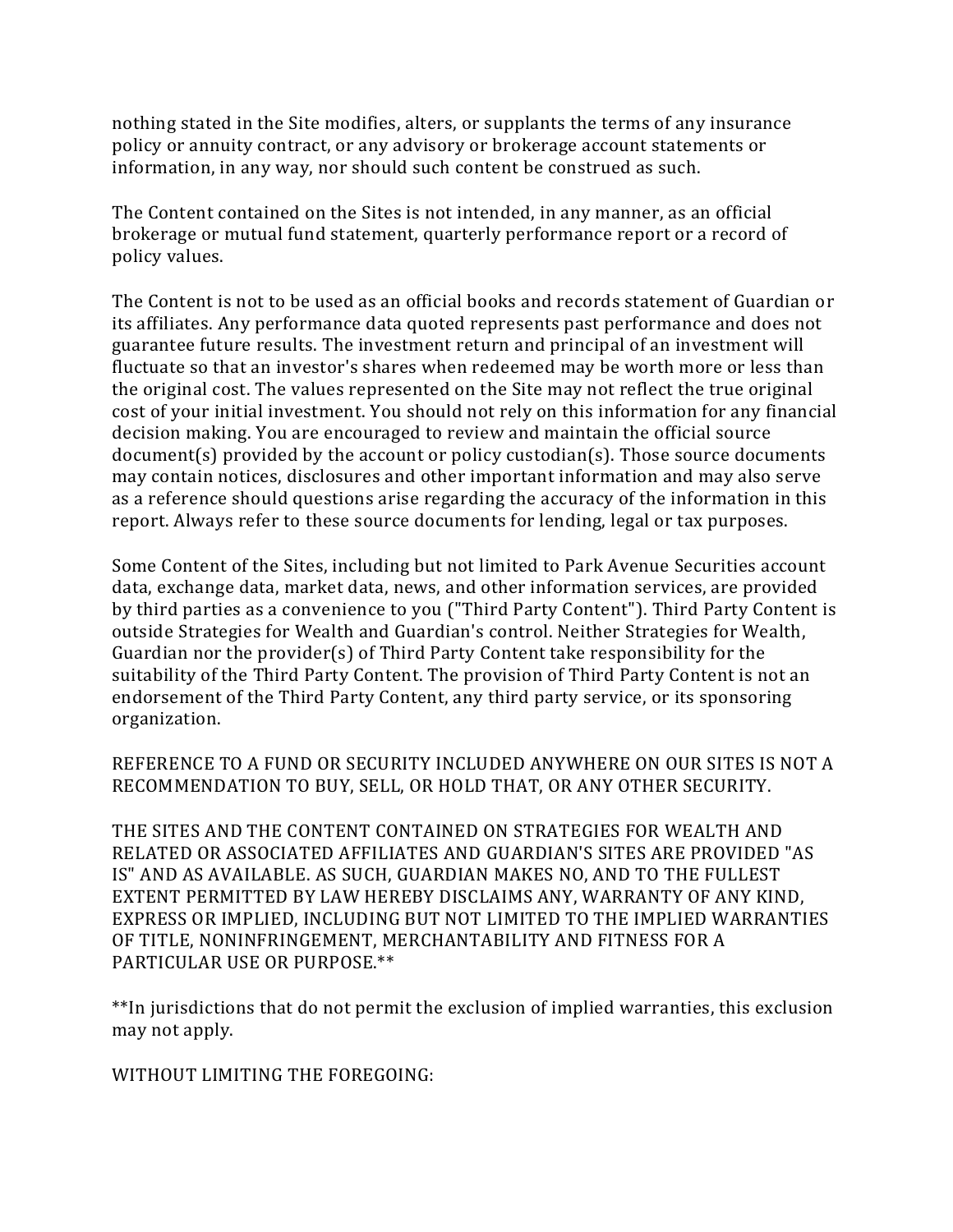nothing stated in the Site modifies, alters, or supplants the terms of any insurance policy or annuity contract, or any advisory or brokerage account statements or information, in any way, nor should such content be construed as such.

The Content contained on the Sites is not intended, in any manner, as an official brokerage or mutual fund statement, quarterly performance report or a record of policy values.

The Content is not to be used as an official books and records statement of Guardian or its affiliates. Any performance data quoted represents past performance and does not guarantee future results. The investment return and principal of an investment will fluctuate so that an investor's shares when redeemed may be worth more or less than the original cost. The values represented on the Site may not reflect the true original cost of your initial investment. You should not rely on this information for any financial decision making. You are encouraged to review and maintain the official source document(s) provided by the account or policy custodian(s). Those source documents may contain notices, disclosures and other important information and may also serve as a reference should questions arise regarding the accuracy of the information in this report. Always refer to these source documents for lending, legal or tax purposes.

Some Content of the Sites, including but not limited to Park Avenue Securities account data, exchange data, market data, news, and other information services, are provided by third parties as a convenience to you ("Third Party Content"). Third Party Content is outside Strategies for Wealth and Guardian's control. Neither Strategies for Wealth, Guardian nor the provider(s) of Third Party Content take responsibility for the suitability of the Third Party Content. The provision of Third Party Content is not an endorsement of the Third Party Content, any third party service, or its sponsoring organization.

REFERENCE TO A FUND OR SECURITY INCLUDED ANYWHERE ON OUR SITES IS NOT A RECOMMENDATION TO BUY, SELL, OR HOLD THAT, OR ANY OTHER SECURITY.

THE SITES AND THE CONTENT CONTAINED ON STRATEGIES FOR WEALTH AND RELATED OR ASSOCIATED AFFILIATES AND GUARDIAN'S SITES ARE PROVIDED "AS IS" AND AS AVAILABLE. AS SUCH, GUARDIAN MAKES NO, AND TO THE FULLEST EXTENT PERMITTED BY LAW HEREBY DISCLAIMS ANY, WARRANTY OF ANY KIND, EXPRESS OR IMPLIED, INCLUDING BUT NOT LIMITED TO THE IMPLIED WARRANTIES OF TITLE, NONINFRINGEMENT, MERCHANTABILITY AND FITNESS FOR A PARTICULAR USE OR PURPOSE.**

**In jurisdictions that do not permit the exclusion of implied warranties, this exclusion may not apply.

WITHOUT LIMITING THE FOREGOING: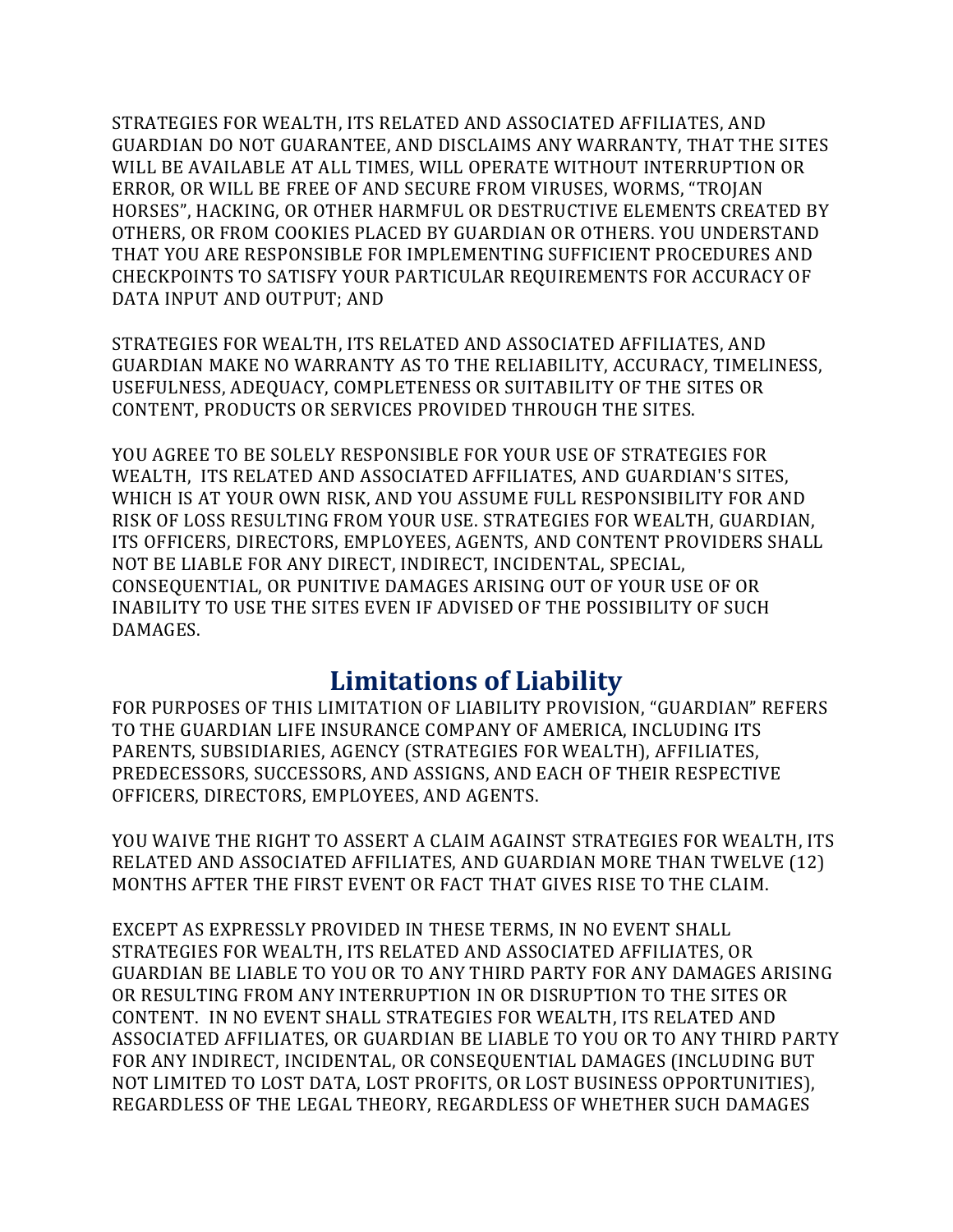STRATEGIES FOR WEALTH, ITS RELATED AND ASSOCIATED AFFILIATES, AND GUARDIAN DO NOT GUARANTEE, AND DISCLAIMS ANY WARRANTY, THAT THE SITES WILL BE AVAILABLE AT ALL TIMES, WILL OPERATE WITHOUT INTERRUPTION OR ERROR, OR WILL BE FREE OF AND SECURE FROM VIRUSES, WORMS, "TROJAN HORSES", HACKING, OR OTHER HARMFUL OR DESTRUCTIVE ELEMENTS CREATED BY OTHERS, OR FROM COOKIES PLACED BY GUARDIAN OR OTHERS. YOU UNDERSTAND THAT YOU ARE RESPONSIBLE FOR IMPLEMENTING SUFFICIENT PROCEDURES AND CHECKPOINTS TO SATISFY YOUR PARTICULAR REQUIREMENTS FOR ACCURACY OF DATA INPUT AND OUTPUT; AND

STRATEGIES FOR WEALTH, ITS RELATED AND ASSOCIATED AFFILIATES, AND GUARDIAN MAKE NO WARRANTY AS TO THE RELIABILITY, ACCURACY, TIMELINESS, USEFULNESS, ADEQUACY, COMPLETENESS OR SUITABILITY OF THE SITES OR CONTENT, PRODUCTS OR SERVICES PROVIDED THROUGH THE SITES.

YOU AGREE TO BE SOLELY RESPONSIBLE FOR YOUR USE OF STRATEGIES FOR WEALTH, ITS RELATED AND ASSOCIATED AFFILIATES, AND GUARDIAN'S SITES, WHICH IS AT YOUR OWN RISK, AND YOU ASSUME FULL RESPONSIBILITY FOR AND RISK OF LOSS RESULTING FROM YOUR USE. STRATEGIES FOR WEALTH, GUARDIAN, ITS OFFICERS, DIRECTORS, EMPLOYEES, AGENTS, AND CONTENT PROVIDERS SHALL NOT BE LIABLE FOR ANY DIRECT, INDIRECT, INCIDENTAL, SPECIAL, CONSEQUENTIAL, OR PUNITIVE DAMAGES ARISING OUT OF YOUR USE OF OR INABILITY TO USE THE SITES EVEN IF ADVISED OF THE POSSIBILITY OF SUCH DAMAGES.

## Limitations of Liability

FOR PURPOSES OF THIS LIMITATION OF LIABILITY PROVISION, "GUARDIAN" REFERS TO THE GUARDIAN LIFE INSURANCE COMPANY OF AMERICA, INCLUDING ITS PARENTS, SUBSIDIARIES, AGENCY (STRATEGIES FOR WEALTH), AFFILIATES, PREDECESSORS, SUCCESSORS, AND ASSIGNS, AND EACH OF THEIR RESPECTIVE OFFICERS, DIRECTORS, EMPLOYEES, AND AGENTS.

YOU WAIVE THE RIGHT TO ASSERT A CLAIM AGAINST STRATEGIES FOR WEALTH, ITS RELATED AND ASSOCIATED AFFILIATES, AND GUARDIAN MORE THAN TWELVE (12) MONTHS AFTER THE FIRST EVENT OR FACT THAT GIVES RISE TO THE CLAIM.

EXCEPT AS EXPRESSLY PROVIDED IN THESE TERMS, IN NO EVENT SHALL STRATEGIES FOR WEALTH, ITS RELATED AND ASSOCIATED AFFILIATES, OR GUARDIAN BE LIABLE TO YOU OR TO ANY THIRD PARTY FOR ANY DAMAGES ARISING OR RESULTING FROM ANY INTERRUPTION IN OR DISRUPTION TO THE SITES OR CONTENT. IN NO EVENT SHALL STRATEGIES FOR WEALTH, ITS RELATED AND ASSOCIATED AFFILIATES, OR GUARDIAN BE LIABLE TO YOU OR TO ANY THIRD PARTY FOR ANY INDIRECT, INCIDENTAL, OR CONSEQUENTIAL DAMAGES (INCLUDING BUT NOT LIMITED TO LOST DATA, LOST PROFITS, OR LOST BUSINESS OPPORTUNITIES), REGARDLESS OF THE LEGAL THEORY, REGARDLESS OF WHETHER SUCH DAMAGES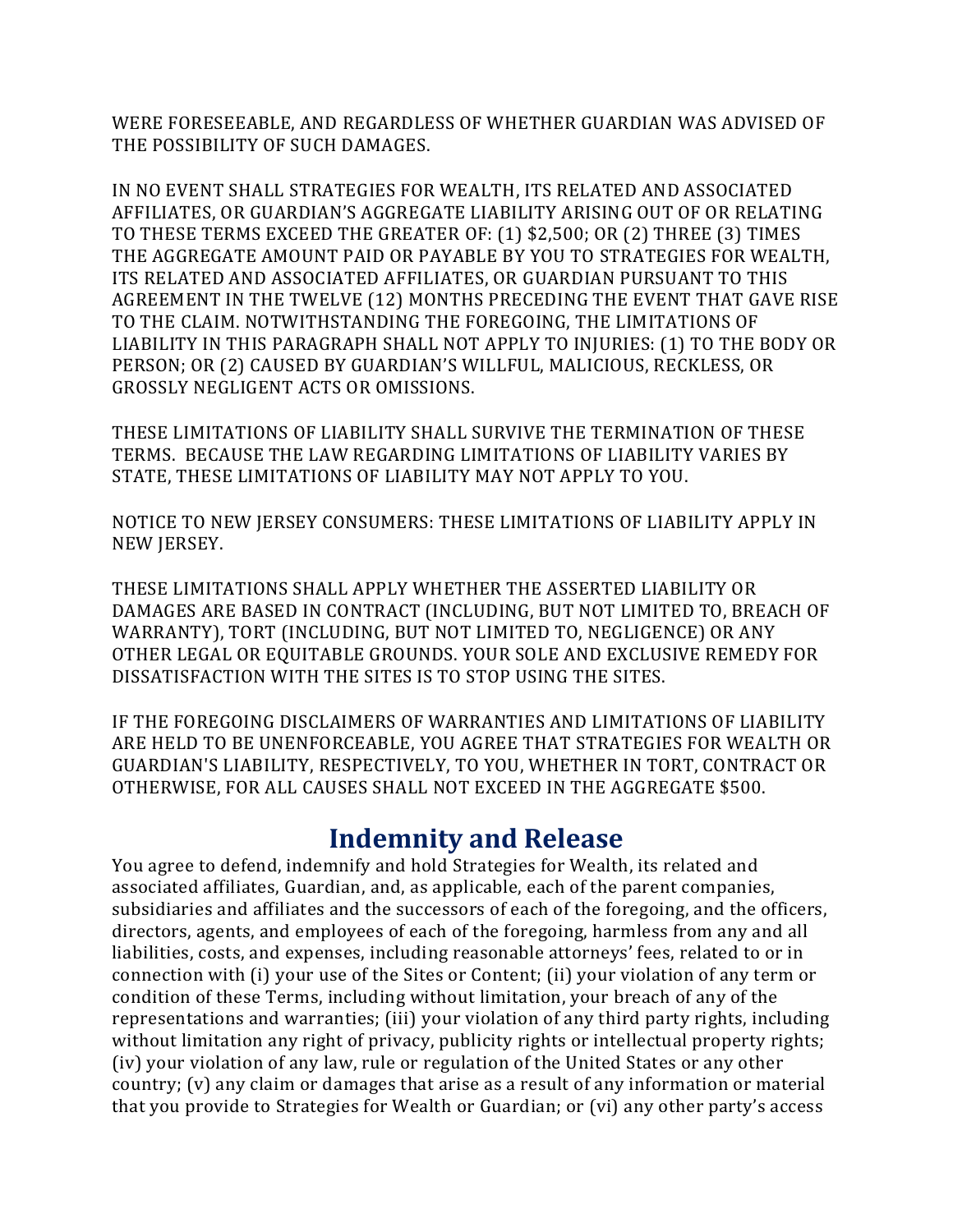WERE FORESEEABLE, AND REGARDLESS OF WHETHER GUARDIAN WAS ADVISED OF THE POSSIBILITY OF SUCH DAMAGES.

IN NO EVENT SHALL STRATEGIES FOR WEALTH, ITS RELATED AND ASSOCIATED AFFILIATES, OR GUARDIAN'S AGGREGATE LIABILITY ARISING OUT OF OR RELATING TO THESE TERMS EXCEED THE GREATER OF: (1) $2,500; OR (2) THREE (3) TIMES THE AGGREGATE AMOUNT PAID OR PAYABLE BY YOU TO STRATEGIES FOR WEALTH, ITS RELATED AND ASSOCIATED AFFILIATES, OR GUARDIAN PURSUANT TO THIS AGREEMENT IN THE TWELVE (12) MONTHS PRECEDING THE EVENT THAT GAVE RISE TO THE CLAIM. NOTWITHSTANDING THE FOREGOING, THE LIMITATIONS OF LIABILITY IN THIS PARAGRAPH SHALL NOT APPLY TO INJURIES: (1) TO THE BODY OR PERSON; OR (2) CAUSED BY GUARDIAN'S WILLFUL, MALICIOUS, RECKLESS, OR GROSSLY NEGLIGENT ACTS OR OMISSIONS.

THESE LIMITATIONS OF LIABILITY SHALL SURVIVE THE TERMINATION OF THESE TERMS. BECAUSE THE LAW REGARDING LIMITATIONS OF LIABILITY VARIES BY STATE, THESE LIMITATIONS OF LIABILITY MAY NOT APPLY TO YOU.

NOTICE TO NEW JERSEY CONSUMERS: THESE LIMITATIONS OF LIABILITY APPLY IN NEW JERSEY.

THESE LIMITATIONS SHALL APPLY WHETHER THE ASSERTED LIABILITY OR DAMAGES ARE BASED IN CONTRACT (INCLUDING, BUT NOT LIMITED TO, BREACH OF WARRANTY), TORT (INCLUDING, BUT NOT LIMITED TO, NEGLIGENCE) OR ANY OTHER LEGAL OR EQUITABLE GROUNDS. YOUR SOLE AND EXCLUSIVE REMEDY FOR DISSATISFACTION WITH THE SITES IS TO STOP USING THE SITES.

IF THE FOREGOING DISCLAIMERS OF WARRANTIES AND LIMITATIONS OF LIABILITY ARE HELD TO BE UNENFORCEABLE, YOU AGREE THAT STRATEGIES FOR WEALTH OR GUARDIAN'S LIABILITY, RESPECTIVELY, TO YOU, WHETHER IN TORT, CONTRACT OR OTHERWISE, FOR ALL CAUSES SHALL NOT EXCEED IN THE AGGREGATE $500.

## Indemnity and Release

You agree to defend, indemnify and hold Strategies for Wealth, its related and associated affiliates, Guardian, and, as applicable, each of the parent companies, subsidiaries and affiliates and the successors of each of the foregoing, and the officers, directors, agents, and employees of each of the foregoing, harmless from any and all liabilities, costs, and expenses, including reasonable attorneys' fees, related to or in connection with (i) your use of the Sites or Content; (ii) your violation of any term or condition of these Terms, including without limitation, your breach of any of the representations and warranties; (iii) your violation of any third party rights, including without limitation any right of privacy, publicity rights or intellectual property rights; (iv) your violation of any law, rule or regulation of the United States or any other country; (v) any claim or damages that arise as a result of any information or material that you provide to Strategies for Wealth or Guardian; or (vi) any other party's access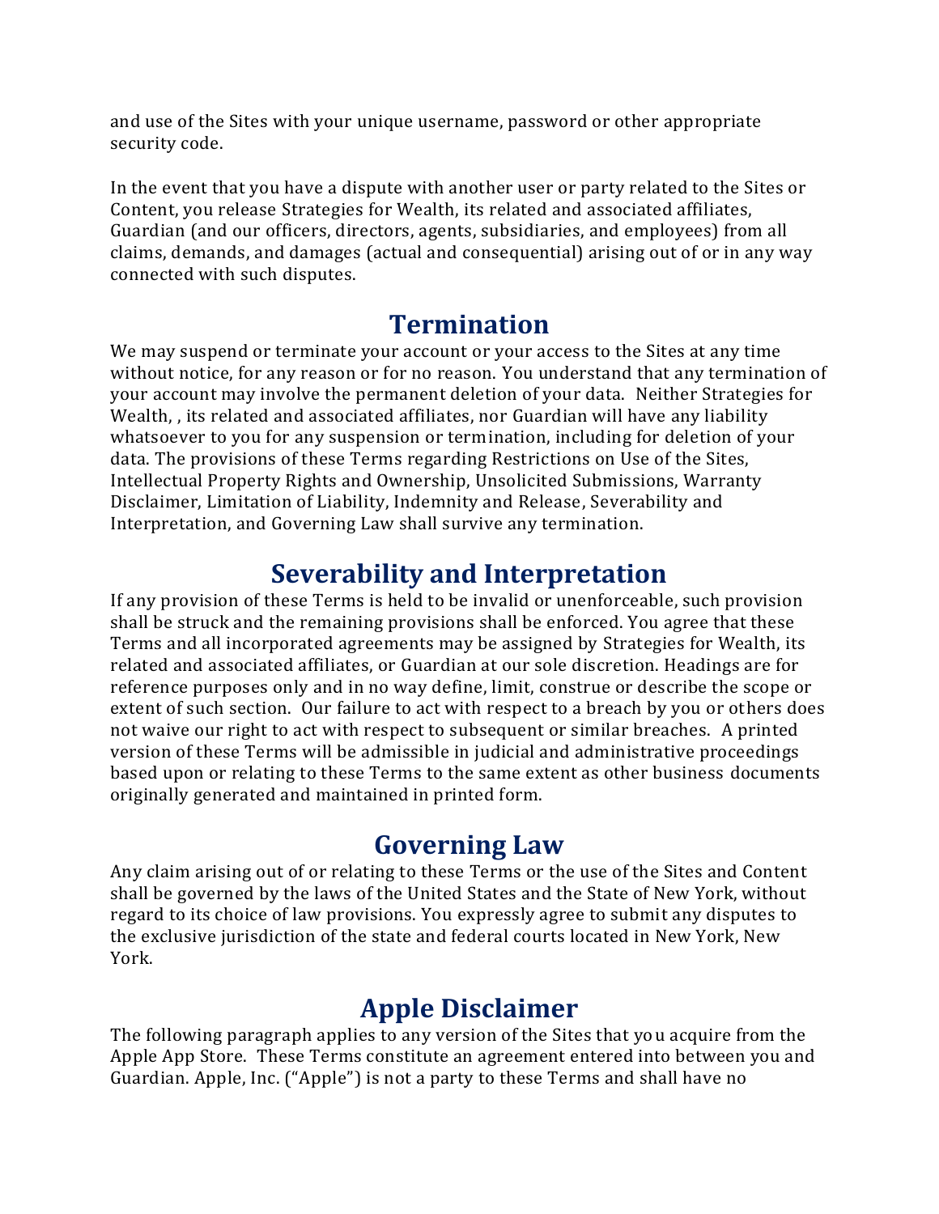and use of the Sites with your unique username, password or other appropriate security code.

In the event that you have a dispute with another user or party related to the Sites or Content, you release Strategies for Wealth, its related and associated affiliates, Guardian (and our officers, directors, agents, subsidiaries, and employees) from all claims, demands, and damages (actual and consequential) arising out of or in any way connected with such disputes.

## Termination

We may suspend or terminate your account or your access to the Sites at any time without notice, for any reason or for no reason. You understand that any termination of your account may involve the permanent deletion of your data. Neither Strategies for Wealth, , its related and associated affiliates, nor Guardian will have any liability whatsoever to you for any suspension or termination, including for deletion of your data. The provisions of these Terms regarding Restrictions on Use of the Sites, Intellectual Property Rights and Ownership, Unsolicited Submissions, Warranty Disclaimer, Limitation of Liability, Indemnity and Release, Severability and Interpretation, and Governing Law shall survive any termination.

## Severability and Interpretation

If any provision of these Terms is held to be invalid or unenforceable, such provision shall be struck and the remaining provisions shall be enforced. You agree that these Terms and all incorporated agreements may be assigned by Strategies for Wealth, its related and associated affiliates, or Guardian at our sole discretion. Headings are for reference purposes only and in no way define, limit, construe or describe the scope or extent of such section. Our failure to act with respect to a breach by you or others does not waive our right to act with respect to subsequent or similar breaches. A printed version of these Terms will be admissible in judicial and administrative proceedings based upon or relating to these Terms to the same extent as other business documents originally generated and maintained in printed form.

## Governing Law

Any claim arising out of or relating to these Terms or the use of the Sites and Content shall be governed by the laws of the United States and the State of New York, without regard to its choice of law provisions. You expressly agree to submit any disputes to the exclusive jurisdiction of the state and federal courts located in New York, New York.

## Apple Disclaimer

The following paragraph applies to any version of the Sites that you acquire from the Apple App Store. These Terms constitute an agreement entered into between you and Guardian. Apple, Inc. ("Apple") is not a party to these Terms and shall have no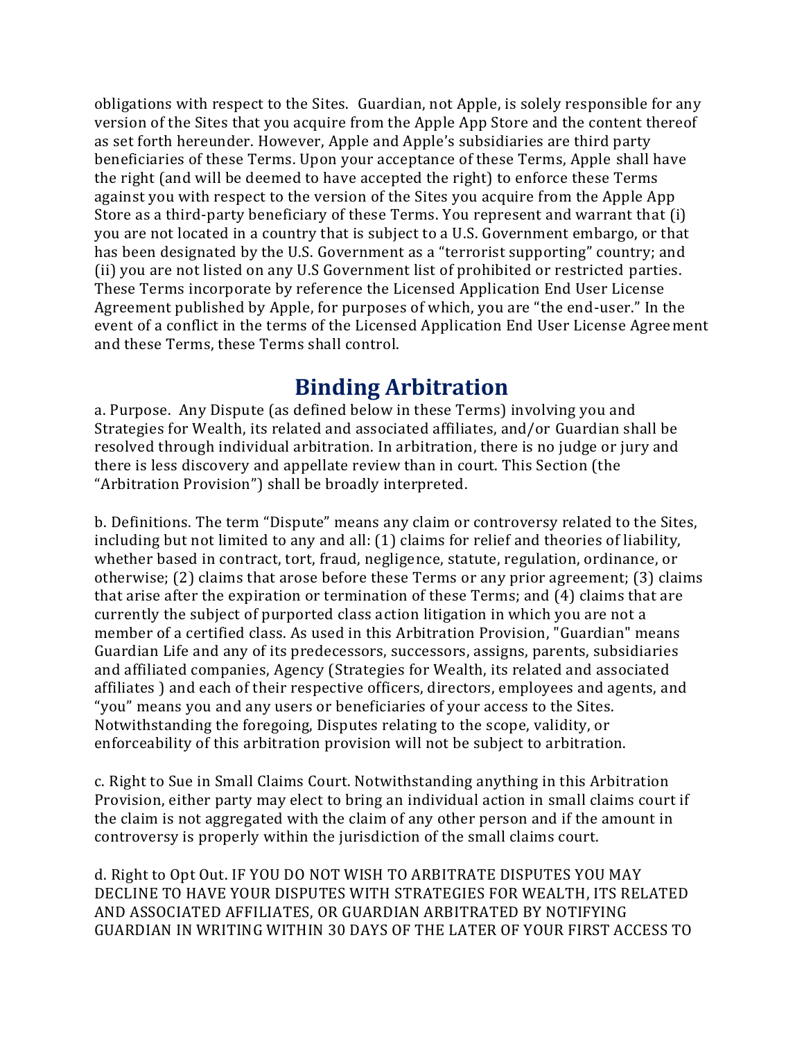obligations with respect to the Sites. Guardian, not Apple, is solely responsible for any version of the Sites that you acquire from the Apple App Store and the content thereof as set forth hereunder. However, Apple and Apple's subsidiaries are third party beneficiaries of these Terms. Upon your acceptance of these Terms, Apple shall have the right (and will be deemed to have accepted the right) to enforce these Terms against you with respect to the version of the Sites you acquire from the Apple App Store as a third-party beneficiary of these Terms. You represent and warrant that (i) you are not located in a country that is subject to a U.S. Government embargo, or that has been designated by the U.S. Government as a "terrorist supporting" country; and (ii) you are not listed on any U.S Government list of prohibited or restricted parties. These Terms incorporate by reference the Licensed Application End User License Agreement published by Apple, for purposes of which, you are "the end-user." In the event of a conflict in the terms of the Licensed Application End User License Agreement and these Terms, these Terms shall control.

## Binding Arbitration

a. Purpose. Any Dispute (as defined below in these Terms) involving you and Strategies for Wealth, its related and associated affiliates, and/or Guardian shall be resolved through individual arbitration. In arbitration, there is no judge or jury and there is less discovery and appellate review than in court. This Section (the "Arbitration Provision") shall be broadly interpreted.

b. Definitions. The term "Dispute" means any claim or controversy related to the Sites, including but not limited to any and all: (1) claims for relief and theories of liability, whether based in contract, tort, fraud, negligence, statute, regulation, ordinance, or otherwise; (2) claims that arose before these Terms or any prior agreement; (3) claims that arise after the expiration or termination of these Terms; and (4) claims that are currently the subject of purported class action litigation in which you are not a member of a certified class. As used in this Arbitration Provision, "Guardian" means Guardian Life and any of its predecessors, successors, assigns, parents, subsidiaries and affiliated companies, Agency (Strategies for Wealth, its related and associated affiliates ) and each of their respective officers, directors, employees and agents, and "you" means you and any users or beneficiaries of your access to the Sites. Notwithstanding the foregoing, Disputes relating to the scope, validity, or enforceability of this arbitration provision will not be subject to arbitration.

c. Right to Sue in Small Claims Court. Notwithstanding anything in this Arbitration Provision, either party may elect to bring an individual action in small claims court if the claim is not aggregated with the claim of any other person and if the amount in controversy is properly within the jurisdiction of the small claims court.

d. Right to Opt Out. IF YOU DO NOT WISH TO ARBITRATE DISPUTES YOU MAY DECLINE TO HAVE YOUR DISPUTES WITH STRATEGIES FOR WEALTH, ITS RELATED AND ASSOCIATED AFFILIATES, OR GUARDIAN ARBITRATED BY NOTIFYING GUARDIAN IN WRITING WITHIN 30 DAYS OF THE LATER OF YOUR FIRST ACCESS TO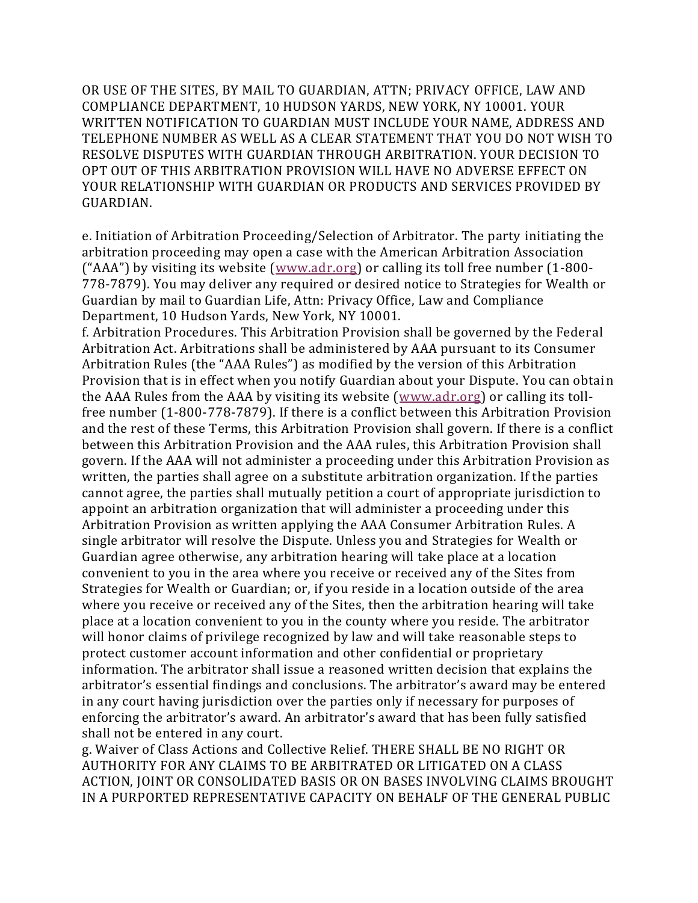OR USE OF THE SITES, BY MAIL TO GUARDIAN, ATTN; PRIVACY OFFICE, LAW AND COMPLIANCE DEPARTMENT, 10 HUDSON YARDS, NEW YORK, NY 10001. YOUR WRITTEN NOTIFICATION TO GUARDIAN MUST INCLUDE YOUR NAME, ADDRESS AND TELEPHONE NUMBER AS WELL AS A CLEAR STATEMENT THAT YOU DO NOT WISH TO RESOLVE DISPUTES WITH GUARDIAN THROUGH ARBITRATION. YOUR DECISION TO OPT OUT OF THIS ARBITRATION PROVISION WILL HAVE NO ADVERSE EFFECT ON YOUR RELATIONSHIP WITH GUARDIAN OR PRODUCTS AND SERVICES PROVIDED BY GUARDIAN.

e. Initiation of Arbitration Proceeding/Selection of Arbitrator. The party initiating the arbitration proceeding may open a case with the American Arbitration Association ("AAA") by visiting its website (www.adr.org) or calling its toll free number (1-800-778-7879). You may deliver any required or desired notice to Strategies for Wealth or Guardian by mail to Guardian Life, Attn: Privacy Office, Law and Compliance Department, 10 Hudson Yards, New York, NY 10001.

f. Arbitration Procedures. This Arbitration Provision shall be governed by the Federal Arbitration Act. Arbitrations shall be administered by AAA pursuant to its Consumer Arbitration Rules (the "AAA Rules") as modified by the version of this Arbitration Provision that is in effect when you notify Guardian about your Dispute. You can obtain the AAA Rules from the AAA by visiting its website (www.adr.org) or calling its toll-free number (1-800-778-7879). If there is a conflict between this Arbitration Provision and the rest of these Terms, this Arbitration Provision shall govern. If there is a conflict between this Arbitration Provision and the AAA rules, this Arbitration Provision shall govern. If the AAA will not administer a proceeding under this Arbitration Provision as written, the parties shall agree on a substitute arbitration organization. If the parties cannot agree, the parties shall mutually petition a court of appropriate jurisdiction to appoint an arbitration organization that will administer a proceeding under this Arbitration Provision as written applying the AAA Consumer Arbitration Rules. A single arbitrator will resolve the Dispute. Unless you and Strategies for Wealth or Guardian agree otherwise, any arbitration hearing will take place at a location convenient to you in the area where you receive or received any of the Sites from Strategies for Wealth or Guardian; or, if you reside in a location outside of the area where you receive or received any of the Sites, then the arbitration hearing will take place at a location convenient to you in the county where you reside. The arbitrator will honor claims of privilege recognized by law and will take reasonable steps to protect customer account information and other confidential or proprietary information. The arbitrator shall issue a reasoned written decision that explains the arbitrator's essential findings and conclusions. The arbitrator's award may be entered in any court having jurisdiction over the parties only if necessary for purposes of enforcing the arbitrator's award. An arbitrator's award that has been fully satisfied shall not be entered in any court.

g. Waiver of Class Actions and Collective Relief. THERE SHALL BE NO RIGHT OR AUTHORITY FOR ANY CLAIMS TO BE ARBITRATED OR LITIGATED ON A CLASS ACTION, JOINT OR CONSOLIDATED BASIS OR ON BASES INVOLVING CLAIMS BROUGHT IN A PURPORTED REPRESENTATIVE CAPACITY ON BEHALF OF THE GENERAL PUBLIC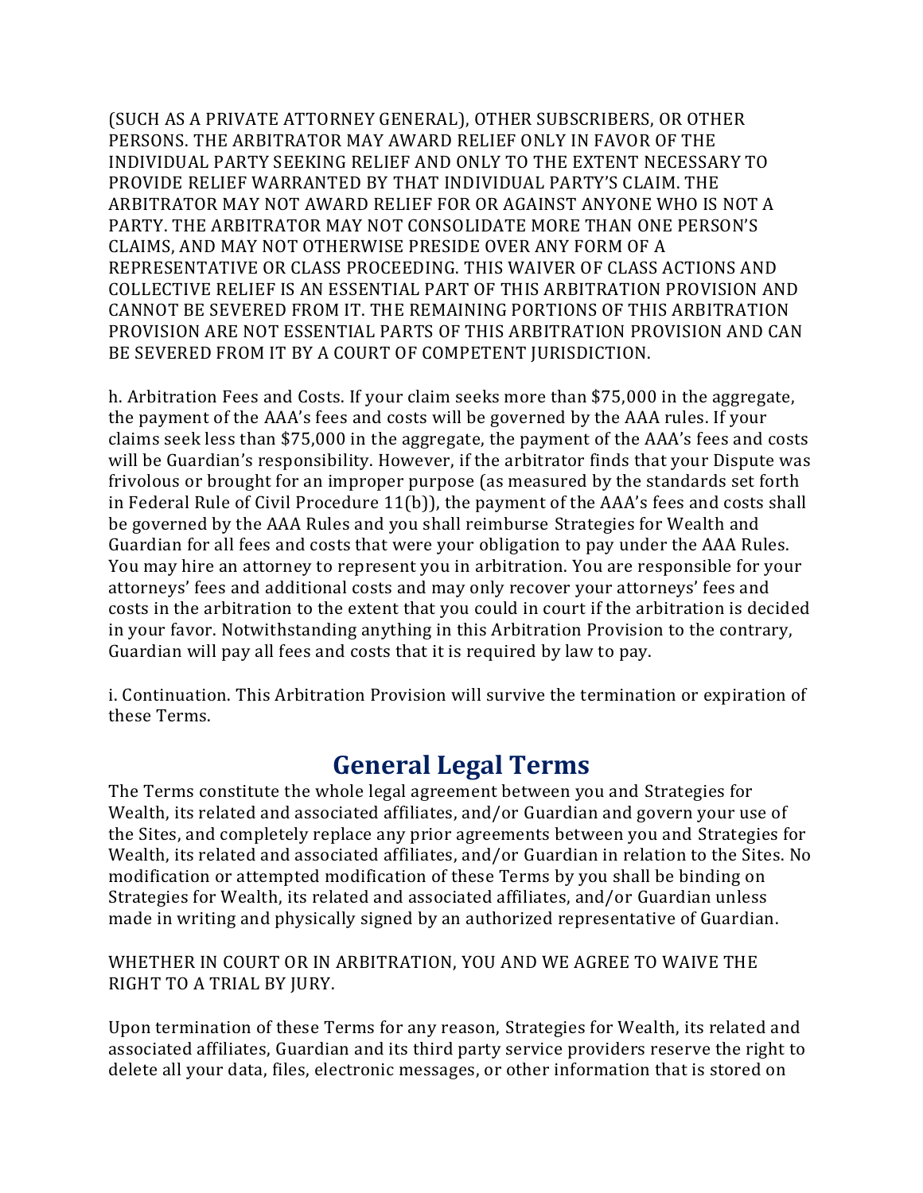(SUCH AS A PRIVATE ATTORNEY GENERAL), OTHER SUBSCRIBERS, OR OTHER PERSONS. THE ARBITRATOR MAY AWARD RELIEF ONLY IN FAVOR OF THE INDIVIDUAL PARTY SEEKING RELIEF AND ONLY TO THE EXTENT NECESSARY TO PROVIDE RELIEF WARRANTED BY THAT INDIVIDUAL PARTY'S CLAIM. THE ARBITRATOR MAY NOT AWARD RELIEF FOR OR AGAINST ANYONE WHO IS NOT A PARTY. THE ARBITRATOR MAY NOT CONSOLIDATE MORE THAN ONE PERSON'S CLAIMS, AND MAY NOT OTHERWISE PRESIDE OVER ANY FORM OF A REPRESENTATIVE OR CLASS PROCEEDING. THIS WAIVER OF CLASS ACTIONS AND COLLECTIVE RELIEF IS AN ESSENTIAL PART OF THIS ARBITRATION PROVISION AND CANNOT BE SEVERED FROM IT. THE REMAINING PORTIONS OF THIS ARBITRATION PROVISION ARE NOT ESSENTIAL PARTS OF THIS ARBITRATION PROVISION AND CAN BE SEVERED FROM IT BY A COURT OF COMPETENT JURISDICTION.

h. Arbitration Fees and Costs. If your claim seeks more than $75,000 in the aggregate, the payment of the AAA's fees and costs will be governed by the AAA rules. If your claims seek less than $75,000 in the aggregate, the payment of the AAA's fees and costs will be Guardian's responsibility. However, if the arbitrator finds that your Dispute was frivolous or brought for an improper purpose (as measured by the standards set forth in Federal Rule of Civil Procedure 11(b)), the payment of the AAA's fees and costs shall be governed by the AAA Rules and you shall reimburse Strategies for Wealth and Guardian for all fees and costs that were your obligation to pay under the AAA Rules. You may hire an attorney to represent you in arbitration. You are responsible for your attorneys' fees and additional costs and may only recover your attorneys' fees and costs in the arbitration to the extent that you could in court if the arbitration is decided in your favor. Notwithstanding anything in this Arbitration Provision to the contrary, Guardian will pay all fees and costs that it is required by law to pay.

i. Continuation. This Arbitration Provision will survive the termination or expiration of these Terms.

## General Legal Terms

The Terms constitute the whole legal agreement between you and Strategies for Wealth, its related and associated affiliates, and/or Guardian and govern your use of the Sites, and completely replace any prior agreements between you and Strategies for Wealth, its related and associated affiliates, and/or Guardian in relation to the Sites. No modification or attempted modification of these Terms by you shall be binding on Strategies for Wealth, its related and associated affiliates, and/or Guardian unless made in writing and physically signed by an authorized representative of Guardian.

WHETHER IN COURT OR IN ARBITRATION, YOU AND WE AGREE TO WAIVE THE RIGHT TO A TRIAL BY JURY.

Upon termination of these Terms for any reason, Strategies for Wealth, its related and associated affiliates, Guardian and its third party service providers reserve the right to delete all your data, files, electronic messages, or other information that is stored on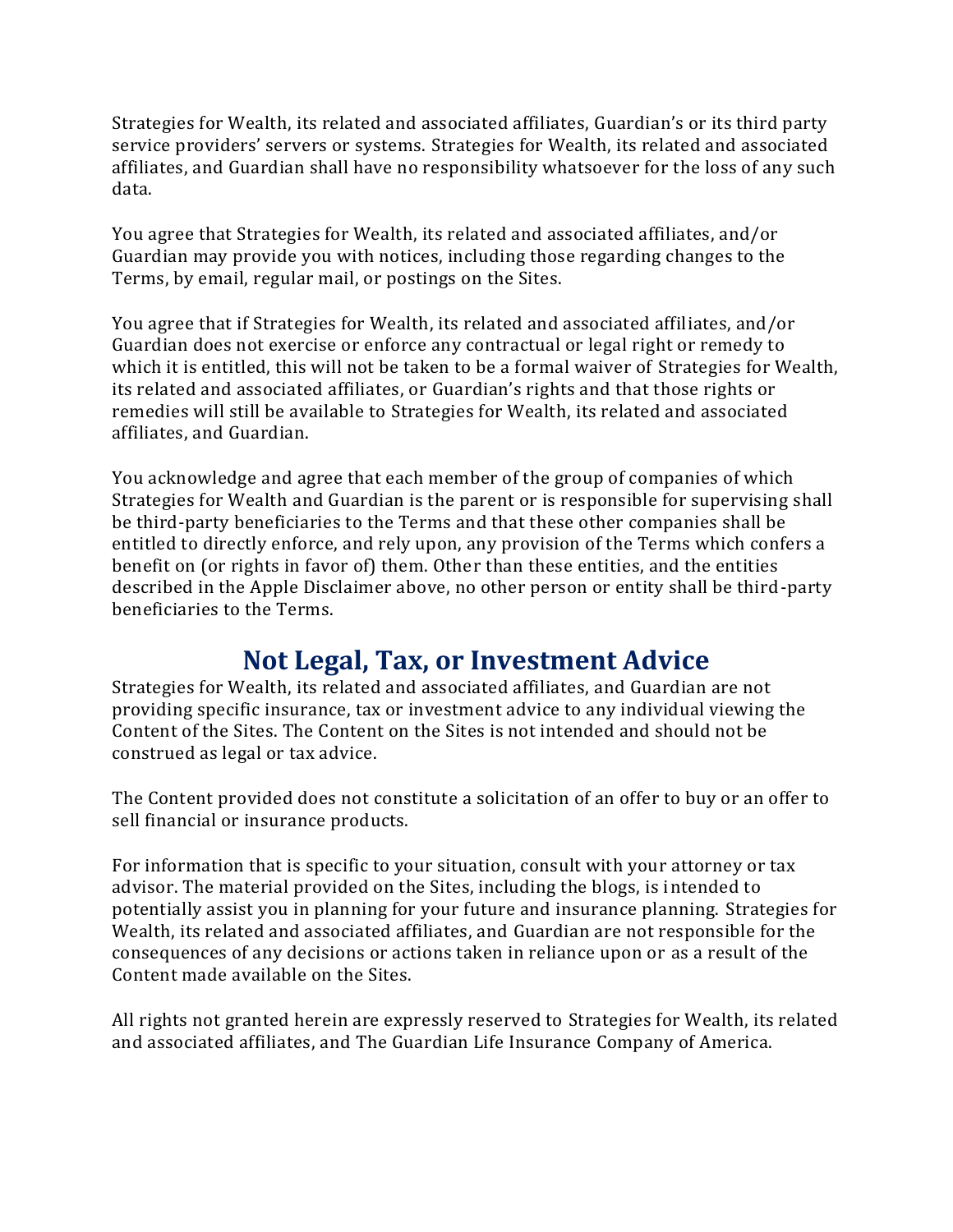Strategies for Wealth, its related and associated affiliates, Guardian's or its third party service providers' servers or systems. Strategies for Wealth, its related and associated affiliates, and Guardian shall have no responsibility whatsoever for the loss of any such data.

You agree that Strategies for Wealth, its related and associated affiliates, and/or Guardian may provide you with notices, including those regarding changes to the Terms, by email, regular mail, or postings on the Sites.

You agree that if Strategies for Wealth, its related and associated affiliates, and/or Guardian does not exercise or enforce any contractual or legal right or remedy to which it is entitled, this will not be taken to be a formal waiver of Strategies for Wealth, its related and associated affiliates, or Guardian's rights and that those rights or remedies will still be available to Strategies for Wealth, its related and associated affiliates, and Guardian.

You acknowledge and agree that each member of the group of companies of which Strategies for Wealth and Guardian is the parent or is responsible for supervising shall be third-party beneficiaries to the Terms and that these other companies shall be entitled to directly enforce, and rely upon, any provision of the Terms which confers a benefit on (or rights in favor of) them. Other than these entities, and the entities described in the Apple Disclaimer above, no other person or entity shall be third-party beneficiaries to the Terms.

## Not Legal, Tax, or Investment Advice

Strategies for Wealth, its related and associated affiliates, and Guardian are not providing specific insurance, tax or investment advice to any individual viewing the Content of the Sites. The Content on the Sites is not intended and should not be construed as legal or tax advice.

The Content provided does not constitute a solicitation of an offer to buy or an offer to sell financial or insurance products.

For information that is specific to your situation, consult with your attorney or tax advisor. The material provided on the Sites, including the blogs, is intended to potentially assist you in planning for your future and insurance planning. Strategies for Wealth, its related and associated affiliates, and Guardian are not responsible for the consequences of any decisions or actions taken in reliance upon or as a result of the Content made available on the Sites.

All rights not granted herein are expressly reserved to Strategies for Wealth, its related and associated affiliates, and The Guardian Life Insurance Company of America.